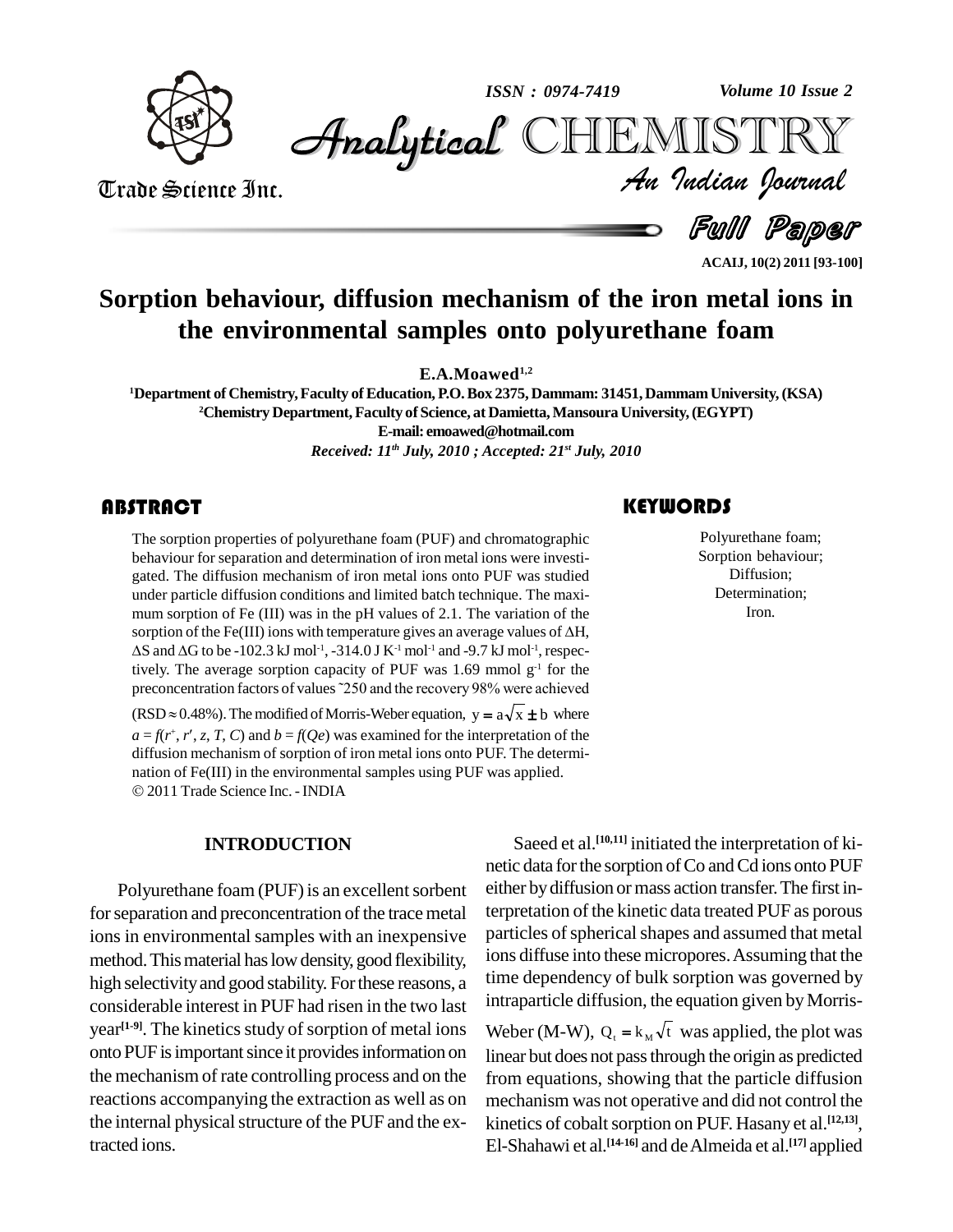# Sorption behaviour, diffusion mechanism of the iron metal ions in the environmental samples onto polyurethane foam

**E.A.Moawed[1,2]**

[1]Department of Chemistry, Faculty of Education, P.O. Box 2375, Dammam: 31451, Dammam University, (KSA)
[2]Chemistry Department, Faculty of Science, at Damietta, Mansoura University, (EGYPT)
E-mail: emoawed@hotmail.com

*Received: 11th July, 2010 ; Accepted: 21st July, 2010*

## ABSTRACT

The sorption properties of polyurethane foam (PUF) and chromatographic behaviour for separation and determination of iron metal ions were investigated. The diffusion mechanism of iron metal ions onto PUF was studied under particle diffusion conditions and limited batch technique. The maximum sorption of Fe (III) was in the pH values of 2.1. The variation of the sorption of the Fe(III) ions with temperature gives an average values of $\Delta H$, $\Delta S$ and $\Delta G$ to be -102.3 kJ mol$^{-1}$, -314.0 J K$^{-1}$ mol$^{-1}$ and -9.7 kJ mol$^{-1}$, respectively. The average sorption capacity of PUF was 1.69 mmol g$^{-1}$ for the preconcentration factors of values ~250 and the recovery 98% were achieved (RSD $\approx$ 0.48%). The modified of Morris-Weber equation, $y = a\sqrt{x} \pm b$ where $a = f(r^+, r', z, T, C)$ and $b = f(Qe)$ was examined for the interpretation of the diffusion mechanism of sorption of iron metal ions onto PUF. The determination of Fe(III) in the environmental samples using PUF was applied.

© 2011 Trade Science Inc. - INDIA

## KEYWORDS

Polyurethane foam;
Sorption behaviour;
Diffusion;
Determination;
Iron.

## INTRODUCTION

Polyurethane foam (PUF) is an excellent sorbent for separation and preconcentration of the trace metal ions in environmental samples with an inexpensive method. This material has low density, good flexibility, high selectivity and good stability. For these reasons, a considerable interest in PUF had risen in the two last year[1-9]. The kinetics study of sorption of metal ions onto PUF is important since it provides information on the mechanism of rate controlling process and on the reactions accompanying the extraction as well as on the internal physical structure of the PUF and the extracted ions.

Saeed et al.[10,11] initiated the interpretation of kinetic data for the sorption of Co and Cd ions onto PUF either by diffusion or mass action transfer. The first interpretation of the kinetic data treated PUF as porous particles of spherical shapes and assumed that metal ions diffuse into these micropores. Assuming that the time dependency of bulk sorption was governed by intraparticle diffusion, the equation given by Morris-Weber (M-W), $Q_t = k_M\sqrt{t}$ was applied, the plot was linear but does not pass through the origin as predicted from equations, showing that the particle diffusion mechanism was not operative and did not control the kinetics of cobalt sorption on PUF. Hasany et al.[12,13], El-Shahawi et al.[14-16] and de Almeida et al.[17] applied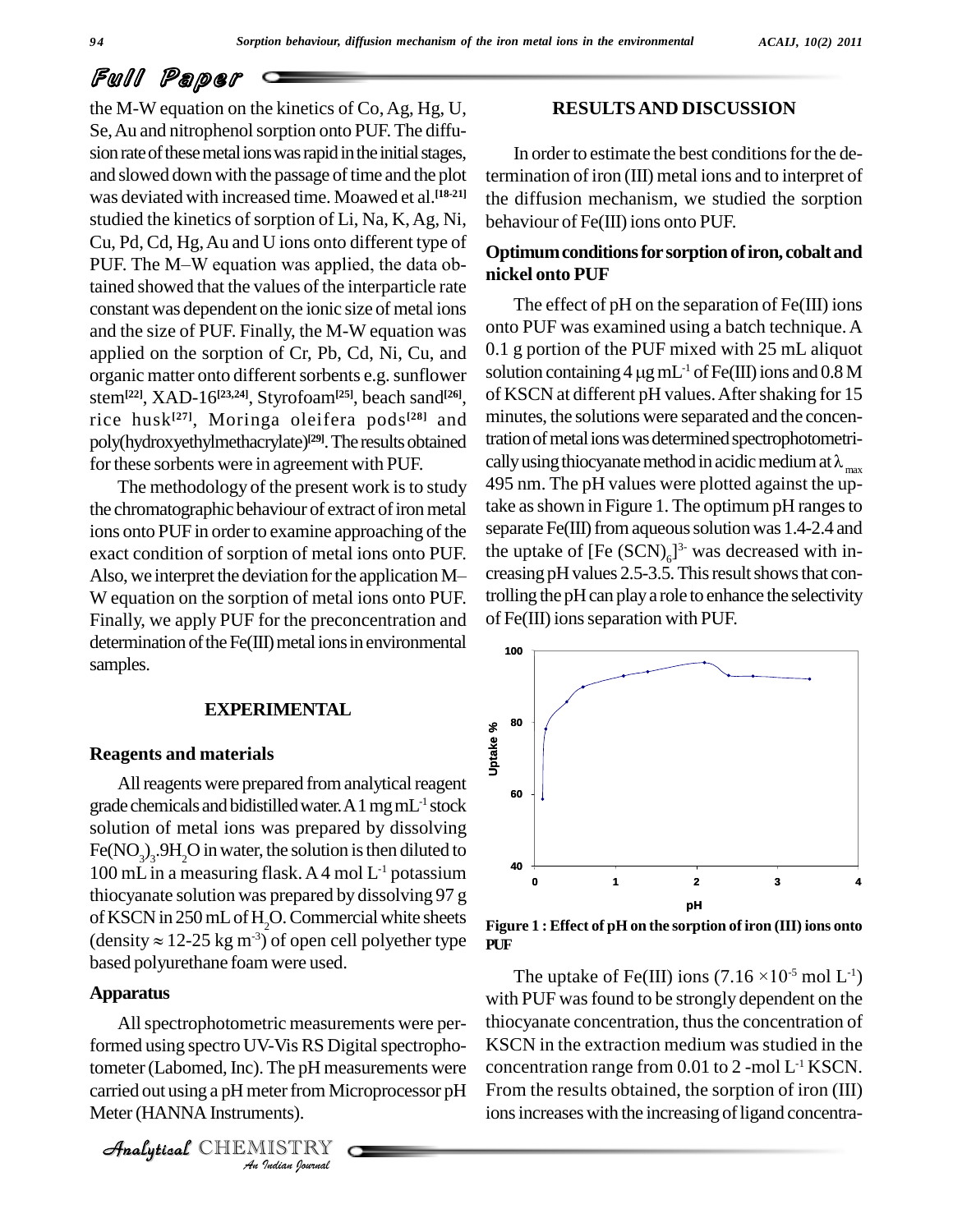the M-W equation on the kinetics of Co, Ag, Hg, U, Se, Au and nitrophenol sorption onto PUF. The diffusion rate of these metal ions was rapid in the initial stages, and slowed down with the passage of time and the plot was deviated with increased time. Moawed et al.[18-21] studied the kinetics of sorption of Li, Na, K, Ag, Ni, Cu, Pd, Cd, Hg, Au and U ions onto different type of PUF. The M–W equation was applied, the data obtained showed that the values of the interparticle rate constant was dependent on the ionic size of metal ions and the size of PUF. Finally, the M-W equation was applied on the sorption of Cr, Pb, Cd, Ni, Cu, and organic matter onto different sorbents e.g. sunflower stem[22], XAD-16[23,24], Styrofoam[25], beach sand[26], rice husk[27], Moringa oleifera pods[28] and poly(hydroxyethylmethacrylate)[29]. The results obtained for these sorbents were in agreement with PUF.

The methodology of the present work is to study the chromatographic behaviour of extract of iron metal ions onto PUF in order to examine approaching of the exact condition of sorption of metal ions onto PUF. Also, we interpret the deviation for the application M–W equation on the sorption of metal ions onto PUF. Finally, we apply PUF for the preconcentration and determination of the Fe(III) metal ions in environmental samples.

## EXPERIMENTAL

### Reagents and materials

All reagents were prepared from analytical reagent grade chemicals and bidistilled water. A 1 mg $mL^{-1}$ stock solution of metal ions was prepared by dissolving $Fe(NO_3)_3.9H_2O$ in water, the solution is then diluted to 100 mL in a measuring flask. A 4 mol $L^{-1}$ potassium thiocyanate solution was prepared by dissolving 97 g of KSCN in 250 mL of $H_2O$. Commercial white sheets (density $\approx$ 12-25 kg $m^{-3}$) of open cell polyether type based polyurethane foam were used.

### Apparatus

All spectrophotometric measurements were performed using spectro UV-Vis RS Digital spectrophotometer (Labomed, Inc). The pH measurements were carried out using a pH meter from Microprocessor pH Meter (HANNA Instruments).

## RESULTS AND DISCUSSION

In order to estimate the best conditions for the determination of iron (III) metal ions and to interpret of the diffusion mechanism, we studied the sorption behaviour of Fe(III) ions onto PUF.

### Optimum conditions for sorption of iron, cobalt and nickel onto PUF

The effect of pH on the separation of Fe(III) ions onto PUF was examined using a batch technique. A 0.1 g portion of the PUF mixed with 25 mL aliquot solution containing 4 $\mu$g $mL^{-1}$ of Fe(III) ions and 0.8 M of KSCN at different pH values. After shaking for 15 minutes, the solutions were separated and the concentration of metal ions was determined spectrophotometrically using thiocyanate method in acidic medium at $\lambda_{max}$ 495 nm. The pH values were plotted against the uptake as shown in Figure 1. The optimum pH ranges to separate Fe(III) from aqueous solution was 1.4-2.4 and the uptake of $[Fe(SCN)_6]^{3-}$ was decreased with increasing pH values 2.5-3.5. This result shows that controlling the pH can play a role to enhance the selectivity of Fe(III) ions separation with PUF.

**Figure 1 : Effect of pH on the sorption of iron (III) ions onto PUF**

The uptake of Fe(III) ions ($7.16 \times 10^{-5}$ mol $L^{-1}$) with PUF was found to be strongly dependent on the thiocyanate concentration, thus the concentration of KSCN in the extraction medium was studied in the concentration range from 0.01 to 2 -mol $L^{-1}$ KSCN. From the results obtained, the sorption of iron (III) ions increases with the increasing of ligand concentra-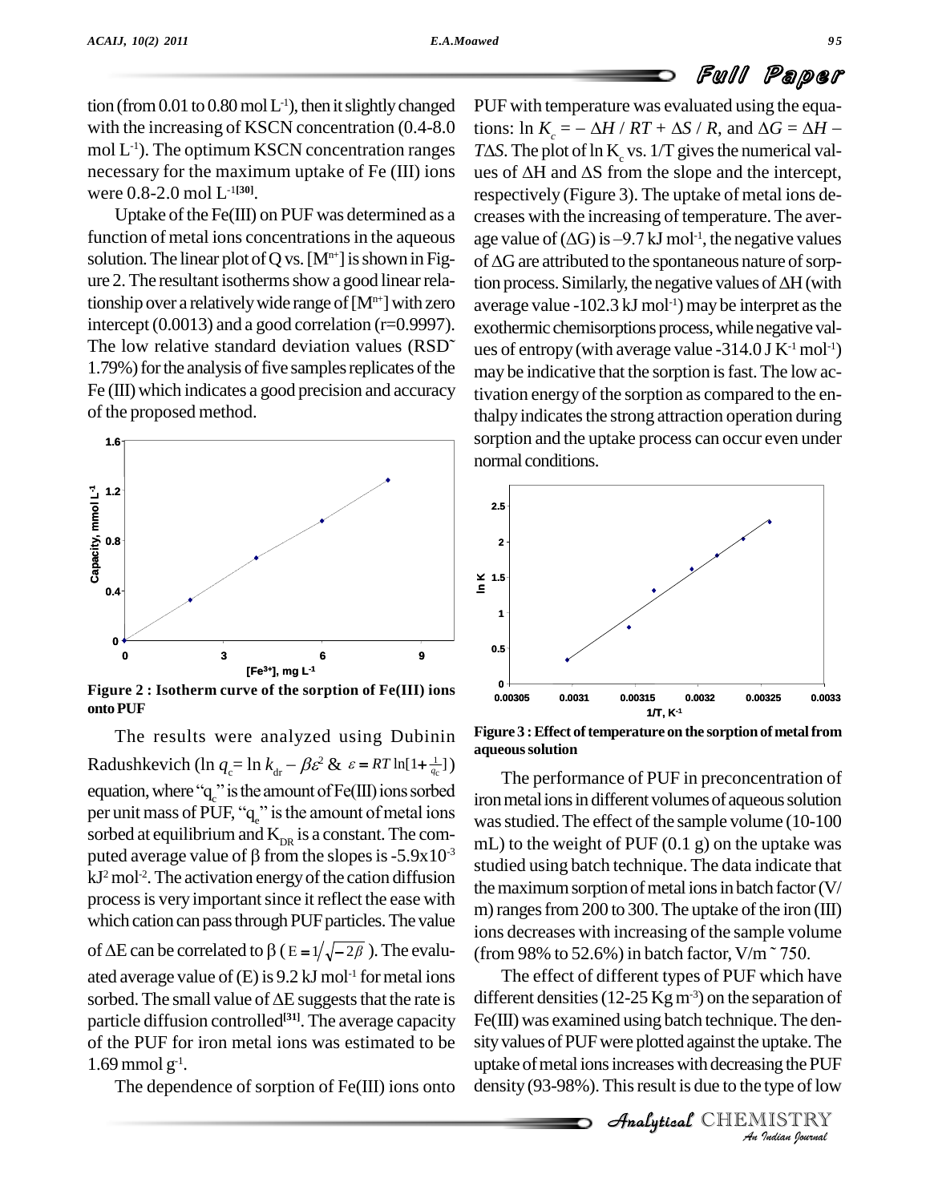tion (from 0.01 to 0.80 mol $L^{-1}$), then it slightly changed with the increasing of KSCN concentration (0.4-8.0 mol $L^{-1}$). The optimum KSCN concentration ranges necessary for the maximum uptake of Fe (III) ions were 0.8-2.0 mol $L^{-1}$[30].

Uptake of the Fe(III) on PUF was determined as a function of metal ions concentrations in the aqueous solution. The linear plot of Q vs. $[M^{n+}]$ is shown in Figure 2. The resultant isotherms show a good linear relationship over a relatively wide range of $[M^{n+}]$ with zero intercept (0.0013) and a good correlation (r=0.9997). The low relative standard deviation values (RSD˜ 1.79%) for the analysis of five samples replicates of the Fe (III) which indicates a good precision and accuracy of the proposed method.

**Figure 2 : Isotherm curve of the sorption of Fe(III) ions onto PUF**

The results were analyzed using Dubinin Radushkevich ($\ln q_c = \ln k_{dr} - \beta\varepsilon^2$ & $\varepsilon = RT\ln[1+\frac{1}{q_c}]$) equation, where "$q_c$" is the amount of Fe(III) ions sorbed per unit mass of PUF, "$q_e$" is the amount of metal ions sorbed at equilibrium and $K_{DR}$ is a constant. The computed average value of β from the slopes is $-5.9\times10^{-3}$ $kJ^2\,mol^{-2}$. The activation energy of the cation diffusion process is very important since it reflect the ease with which cation can pass through PUF particles. The value of ΔE can be correlated to β ($E = 1/\sqrt{-2\beta}$). The evaluated average value of (E) is 9.2 kJ $mol^{-1}$ for metal ions sorbed. The small value of ΔE suggests that the rate is particle diffusion controlled[31]. The average capacity of the PUF for iron metal ions was estimated to be 1.69 mmol $g^{-1}$.

The dependence of sorption of Fe(III) ions onto PUF with temperature was evaluated using the equations: $\ln K_c = -\Delta H / RT + \Delta S / R$, and $\Delta G = \Delta H - T\Delta S$. The plot of $\ln K_c$ vs. 1/T gives the numerical values of ΔH and ΔS from the slope and the intercept, respectively (Figure 3). The uptake of metal ions decreases with the increasing of temperature. The average value of (ΔG) is –9.7 kJ $mol^{-1}$, the negative values of ΔG are attributed to the spontaneous nature of sorption process. Similarly, the negative values of ΔH (with average value -102.3 kJ $mol^{-1}$) may be interpret as the exothermic chemisorptions process, while negative values of entropy (with average value -314.0 J $K^{-1}\,mol^{-1}$) may be indicative that the sorption is fast. The low activation energy of the sorption as compared to the enthalpy indicates the strong attraction operation during sorption and the uptake process can occur even under normal conditions.

**Figure 3 : Effect of temperature on the sorption of metal from aqueous solution**

The performance of PUF in preconcentration of iron metal ions in different volumes of aqueous solution was studied. The effect of the sample volume (10-100 mL) to the weight of PUF (0.1 g) on the uptake was studied using batch technique. The data indicate that the maximum sorption of metal ions in batch factor (V/m) ranges from 200 to 300. The uptake of the iron (III) ions decreases with increasing of the sample volume (from 98% to 52.6%) in batch factor, V/m ˜ 750.

The effect of different types of PUF which have different densities (12-25 Kg $m^{-3}$) on the separation of Fe(III) was examined using batch technique. The density values of PUF were plotted against the uptake. The uptake of metal ions increases with decreasing the PUF density (93-98%). This result is due to the type of low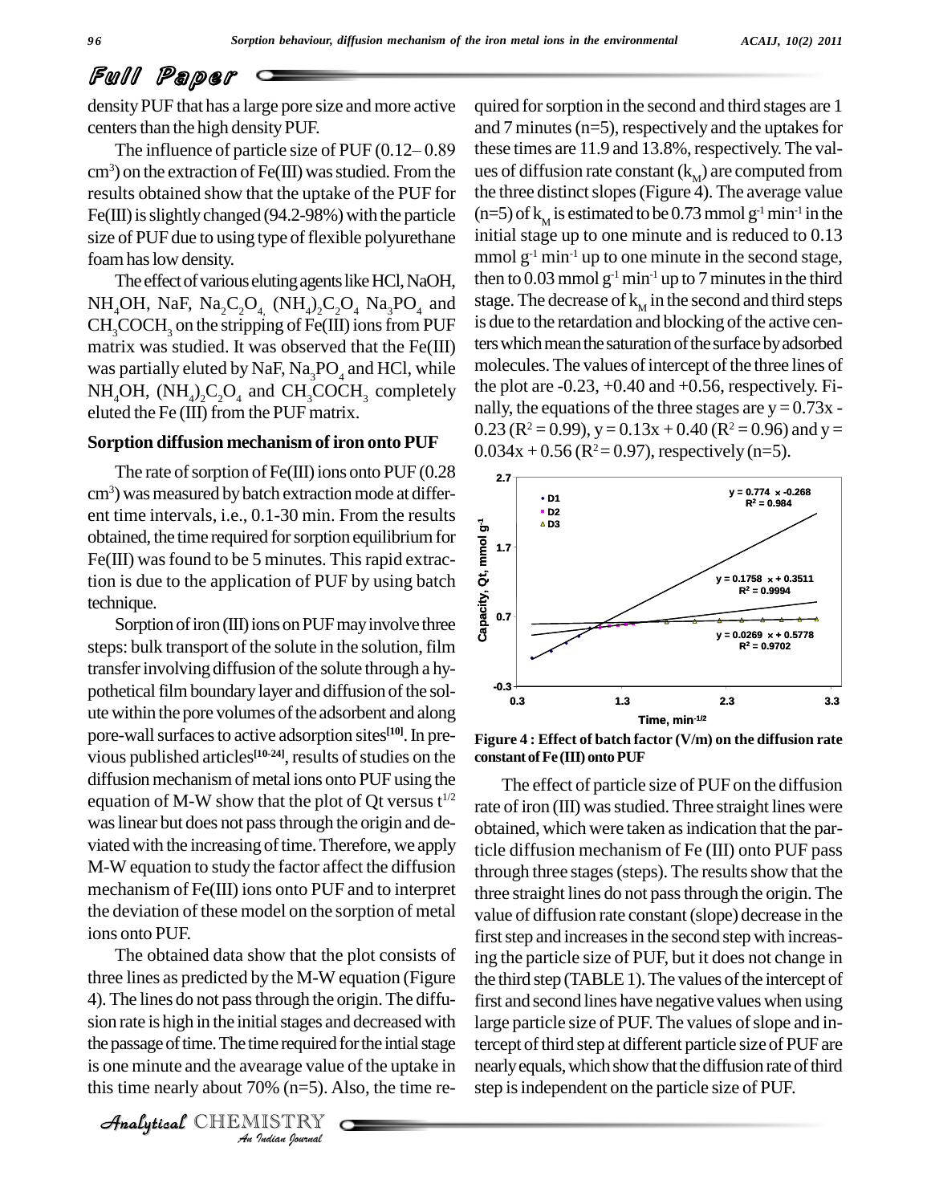density PUF that has a large pore size and more active centers than the high density PUF.

The influence of particle size of PUF (0.12– 0.89 $cm^3$) on the extraction of Fe(III) was studied. From the results obtained show that the uptake of the PUF for Fe(III) is slightly changed (94.2-98%) with the particle size of PUF due to using type of flexible polyurethane foam has low density.

The effect of various eluting agents like HCl, NaOH, $NH_4OH$, NaF, $Na_2C_2O_4$, $(NH_4)_2C_2O_4$ $Na_3PO_4$ and $CH_3COCH_3$ on the stripping of Fe(III) ions from PUF matrix was studied. It was observed that the Fe(III) was partially eluted by NaF, $Na_3PO_4$ and HCl, while $NH_4OH$, $(NH_4)_2C_2O_4$ and $CH_3COCH_3$ completely eluted the Fe (III) from the PUF matrix.

## Sorption diffusion mechanism of iron onto PUF

The rate of sorption of Fe(III) ions onto PUF (0.28 $cm^3$) was measured by batch extraction mode at different time intervals, i.e., 0.1-30 min. From the results obtained, the time required for sorption equilibrium for Fe(III) was found to be 5 minutes. This rapid extraction is due to the application of PUF by using batch technique.

Sorption of iron (III) ions on PUF may involve three steps: bulk transport of the solute in the solution, film transfer involving diffusion of the solute through a hypothetical film boundary layer and diffusion of the solute within the pore volumes of the adsorbent and along pore-wall surfaces to active adsorption sites[10]. In previous published articles[10-24], results of studies on the diffusion mechanism of metal ions onto PUF using the equation of M-W show that the plot of Qt versus $t^{1/2}$ was linear but does not pass through the origin and deviated with the increasing of time. Therefore, we apply M-W equation to study the factor affect the diffusion mechanism of Fe(III) ions onto PUF and to interpret the deviation of these model on the sorption of metal ions onto PUF.

The obtained data show that the plot consists of three lines as predicted by the M-W equation (Figure 4). The lines do not pass through the origin. The diffusion rate is high in the initial stages and decreased with the passage of time. The time required for the intial stage is one minute and the avearage value of the uptake in this time nearly about 70% (n=5). Also, the time required for sorption in the second and third stages are 1 and 7 minutes (n=5), respectively and the uptakes for these times are 11.9 and 13.8%, respectively. The values of diffusion rate constant ($k_M$) are computed from the three distinct slopes (Figure 4). The average value (n=5) of $k_M$ is estimated to be 0.73 mmol $g^{-1}$ $min^{-1}$ in the initial stage up to one minute and is reduced to 0.13 mmol $g^{-1}$ $min^{-1}$ up to one minute in the second stage, then to 0.03 mmol $g^{-1}$ $min^{-1}$ up to 7 minutes in the third stage. The decrease of $k_M$ in the second and third steps is due to the retardation and blocking of the active centers which mean the saturation of the surface by adsorbed molecules. The values of intercept of the three lines of the plot are -0.23, +0.40 and +0.56, respectively. Finally, the equations of the three stages are $y = 0.73x - 0.23$ ($R^2 = 0.99$), $y = 0.13x + 0.40$ ($R^2 = 0.96$) and $y = 0.034x + 0.56$ ($R^2 = 0.97$), respectively (n=5).

**Figure 4 : Effect of batch factor (V/m) on the diffusion rate constant of Fe (III) onto PUF**

The effect of particle size of PUF on the diffusion rate of iron (III) was studied. Three straight lines were obtained, which were taken as indication that the particle diffusion mechanism of Fe (III) onto PUF pass through three stages (steps). The results show that the three straight lines do not pass through the origin. The value of diffusion rate constant (slope) decrease in the first step and increases in the second step with increasing the particle size of PUF, but it does not change in the third step (TABLE 1). The values of the intercept of first and second lines have negative values when using large particle size of PUF. The values of slope and intercept of third step at different particle size of PUF are nearly equals, which show that the diffusion rate of third step is independent on the particle size of PUF.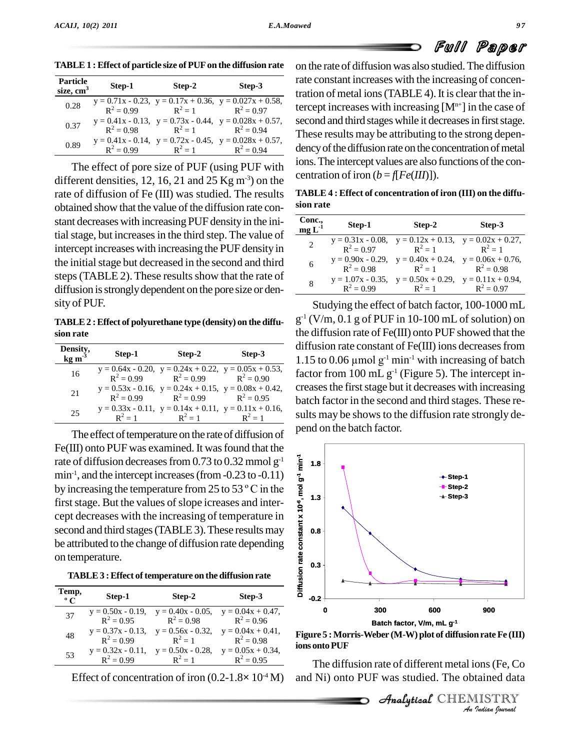**TABLE 1 : Effect of particle size of PUF on the diffusion rate**

| Particle size, $cm^3$ | Step-1 | Step-2 | Step-3 |
|---|---|---|---|
| 0.28 | $y = 0.71x - 0.23$, $R^2 = 0.99$ | $y = 0.17x + 0.36$, $R^2 = 1$ | $y = 0.027x + 0.58$, $R^2 = 0.97$ |
| 0.37 | $y = 0.41x - 0.13$, $R^2 = 0.98$ | $y = 0.73x - 0.44$, $R^2 = 1$ | $y = 0.028x + 0.57$, $R^2 = 0.94$ |
| 0.89 | $y = 0.41x - 0.14$, $R^2 = 0.99$ | $y = 0.72x - 0.45$, $R^2 = 1$ | $y = 0.028x + 0.57$, $R^2 = 0.94$ |

The effect of pore size of PUF (using PUF with different densities, 12, 16, 21 and 25 Kg $m^{-3}$) on the rate of diffusion of Fe (III) was studied. The results obtained show that the value of the diffusion rate constant decreases with increasing PUF density in the initial stage, but increases in the third step. The value of intercept increases with increasing the PUF density in the initial stage but decreased in the second and third steps (TABLE 2). These results show that the rate of diffusion is strongly dependent on the pore size or density of PUF.

**TABLE 2 : Effect of polyurethane type (density) on the diffusion rate**

| Density, kg $m^{-3}$ | Step-1 | Step-2 | Step-3 |
|---|---|---|---|
| 16 | $y = 0.64x - 0.20$, $R^2 = 0.99$ | $y = 0.24x + 0.22$, $R^2 = 0.99$ | $y = 0.05x + 0.53$, $R^2 = 0.90$ |
| 21 | $y = 0.53x - 0.16$, $R^2 = 0.99$ | $y = 0.24x + 0.15$, $R^2 = 0.99$ | $y = 0.08x + 0.42$, $R^2 = 0.95$ |
| 25 | $y = 0.33x - 0.11$, $R^2 = 1$ | $y = 0.14x + 0.11$, $R^2 = 1$ | $y = 0.11x + 0.16$, $R^2 = 1$ |

The effect of temperature on the rate of diffusion of Fe(III) onto PUF was examined. It was found that the rate of diffusion decreases from 0.73 to 0.32 mmol $g^{-1}$ $min^{-1}$, and the intercept increases (from -0.23 to -0.11) by increasing the temperature from 25 to 53 $^{o}$C in the first stage. But the values of slope icreases and intercept decreases with the increasing of temperature in second and third stages (TABLE 3). These results may be attributed to the change of diffusion rate depending on temperature.

**TABLE 3 : Effect of temperature on the diffusion rate**

| Temp, $^{o}$C | Step-1 | Step-2 | Step-3 |
|---|---|---|---|
| 37 | $y = 0.50x - 0.19$, $R^2 = 0.95$ | $y = 0.40x - 0.05$, $R^2 = 0.98$ | $y = 0.04x + 0.47$, $R^2 = 0.96$ |
| 48 | $y = 0.37x - 0.13$, $R^2 = 0.99$ | $y = 0.56x - 0.32$, $R^2 = 1$ | $y = 0.04x + 0.41$, $R^2 = 0.98$ |
| 53 | $y = 0.32x - 0.11$, $R^2 = 0.99$ | $y = 0.50x - 0.28$, $R^2 = 1$ | $y = 0.05x + 0.34$, $R^2 = 0.95$ |

Effect of concentration of iron (0.2-1.8× $10^{-4}$ M) on the rate of diffusion was also studied. The diffusion rate constant increases with the increasing of concentration of metal ions (TABLE 4). It is clear that the intercept increases with increasing [$M^{n+}$] in the case of second and third stages while it decreases in first stage. These results may be attributing to the strong dependency of the diffusion rate on the concentration of metal ions. The intercept values are also functions of the concentration of iron ($b = f[Fe(III)]$).

**TABLE 4 : Effect of concentration of iron (III) on the diffusion rate**

| Conc., mg $L^{-1}$ | Step-1 | Step-2 | Step-3 |
|---|---|---|---|
| 2 | $y = 0.31x - 0.08$, $R^2 = 0.97$ | $y = 0.12x + 0.13$, $R^2 = 1$ | $y = 0.02x + 0.27$, $R^2 = 1$ |
| 6 | $y = 0.90x - 0.29$, $R^2 = 0.98$ | $y = 0.40x + 0.24$, $R^2 = 1$ | $y = 0.06x + 0.76$, $R^2 = 0.98$ |
| 8 | $y = 1.07x - 0.35$, $R^2 = 0.99$ | $y = 0.50x + 0.29$, $R^2 = 1$ | $y = 0.11x + 0.94$, $R^2 = 0.97$ |

Studying the effect of batch factor, 100-1000 mL $g^{-1}$ (V/m, 0.1 g of PUF in 10-100 mL of solution) on the diffusion rate of Fe(III) onto PUF showed that the diffusion rate constant of Fe(III) ions decreases from 1.15 to 0.06 µmol $g^{-1}$ $min^{-1}$ with increasing of batch factor from 100 mL $g^{-1}$ (Figure 5). The intercept increases the first stage but it decreases with increasing batch factor in the second and third stages. These results may be shows to the diffusion rate strongly depend on the batch factor.

**Figure 5 : Morris-Weber (M-W) plot of diffusion rate Fe (III) ions onto PUF**

The diffusion rate of different metal ions (Fe, Co and Ni) onto PUF was studied. The obtained data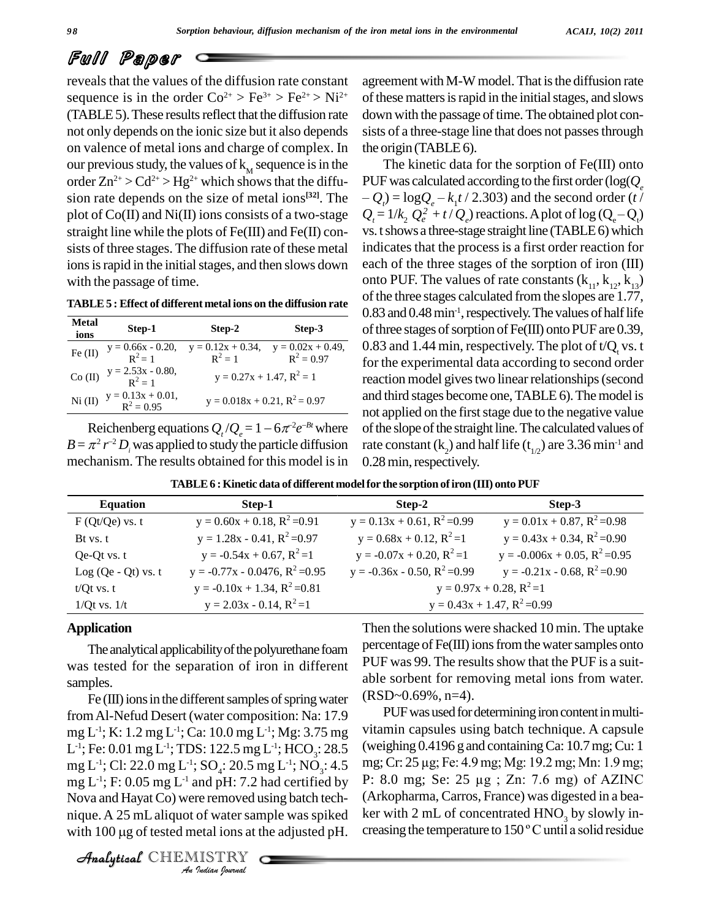reveals that the values of the diffusion rate constant sequence is in the order $Co^{2+} > Fe^{3+} > Fe^{2+} > Ni^{2+}$ (TABLE 5). These results reflect that the diffusion rate not only depends on the ionic size but it also depends on valence of metal ions and charge of complex. In our previous study, the values of $k_M$ sequence is in the order $Zn^{2+} > Cd^{2+} > Hg^{2+}$ which shows that the diffusion rate depends on the size of metal ions[32]. The plot of Co(II) and Ni(II) ions consists of a two-stage straight line while the plots of Fe(III) and Fe(II) consists of three stages. The diffusion rate of these metal ions is rapid in the initial stages, and then slows down with the passage of time.

**TABLE 5 : Effect of different metal ions on the diffusion rate**

| Metal ions | Step-1 | Step-2 | Step-3 |
|---|---|---|---|
| Fe (II) | y = 0.66x - 0.20, $R^2$ = 1 | y = 0.12x + 0.34, $R^2$ = 1 | y = 0.02x + 0.49, $R^2$ = 0.97 |
| Co (II) | y = 2.53x - 0.80, $R^2$ = 1 | y = 0.27x + 1.47, $R^2$ = 1 | |
| Ni (II) | y = 0.13x + 0.01, $R^2$ = 0.95 | y = 0.018x + 0.21, $R^2$ = 0.97 | |

Reichenberg equations $Q_t/Q_e = 1 - 6\pi^{-2}e^{-Bt}$ where $B = \pi^2 r^{-2} D_i$ was applied to study the particle diffusion mechanism. The results obtained for this model is in agreement with M-W model. That is the diffusion rate of these matters is rapid in the initial stages, and slows down with the passage of time. The obtained plot consists of a three-stage line that does not passes through the origin (TABLE 6).

The kinetic data for the sorption of Fe(III) onto PUF was calculated according to the first order ($\log(Q_e - Q_t) = \log Q_e - k_1 t / 2.303$) and the second order ($t/Q_t = 1/k_2 Q_e^2 + t/Q_e$) reactions. A plot of $\log(Q_e - Q_t)$ vs. t shows a three-stage straight line (TABLE 6) which indicates that the process is a first order reaction for each of the three stages of the sorption of iron (III) onto PUF. The values of rate constants ($k_{11}$, $k_{12}$, $k_{13}$) of the three stages calculated from the slopes are 1.77, 0.83 and 0.48 min$^{-1}$, respectively. The values of half life of three stages of sorption of Fe(III) onto PUF are 0.39, 0.83 and 1.44 min, respectively. The plot of $t/Q_t$ vs. t for the experimental data according to second order reaction model gives two linear relationships (second and third stages become one, TABLE 6). The model is not applied on the first stage due to the negative value of the slope of the straight line. The calculated values of rate constant ($k_2$) and half life ($t_{1/2}$) are 3.36 min$^{-1}$ and 0.28 min, respectively.

**TABLE 6 : Kinetic data of different model for the sorption of iron (III) onto PUF**

| Equation | Step-1 | Step-2 | Step-3 |
|---|---|---|---|
| F (Qt/Qe) vs. t | y = 0.60x + 0.18, $R^2$ =0.91 | y = 0.13x + 0.61, $R^2$ =0.99 | y = 0.01x + 0.87, $R^2$ =0.98 |
| Bt vs. t | y = 1.28x - 0.41, $R^2$ =0.97 | y = 0.68x + 0.12, $R^2$ =1 | y = 0.43x + 0.34, $R^2$ =0.90 |
| Qe-Qt vs. t | y = -0.54x + 0.67, $R^2$ =1 | y = -0.07x + 0.20, $R^2$ =1 | y = -0.006x + 0.05, $R^2$ =0.95 |
| Log (Qe - Qt) vs. t | y = -0.77x - 0.0476, $R^2$ =0.95 | y = -0.36x - 0.50, $R^2$ =0.99 | y = -0.21x - 0.68, $R^2$ =0.90 |
| t/Qt vs. t | y = -0.10x + 1.34, $R^2$ =0.81 | y = 0.97x + 0.28, $R^2$ =1 | |
| 1/Qt vs. 1/t | y = 2.03x - 0.14, $R^2$ =1 | y = 0.43x + 1.47, $R^2$ =0.99 | |

## Application

The analytical applicability of the polyurethane foam was tested for the separation of iron in different samples.

Fe (III) ions in the different samples of spring water from Al-Nefud Desert (water composition: Na: 17.9 mg L$^{-1}$; K: 1.2 mg L$^{-1}$; Ca: 10.0 mg L$^{-1}$; Mg: 3.75 mg L$^{-1}$; Fe: 0.01 mg L$^{-1}$; TDS: 122.5 mg L$^{-1}$; $HCO_3$: 28.5 mg L$^{-1}$; Cl: 22.0 mg L$^{-1}$; $SO_4$: 20.5 mg L$^{-1}$; $NO_3$: 4.5 mg L$^{-1}$; F: 0.05 mg L$^{-1}$ and pH: 7.2 had certified by Nova and Hayat Co) were removed using batch technique. A 25 mL aliquot of water sample was spiked with 100 μg of tested metal ions at the adjusted pH. Then the solutions were shacked 10 min. The uptake percentage of Fe(III) ions from the water samples onto PUF was 99. The results show that the PUF is a suitable sorbent for removing metal ions from water. (RSD~0.69%, n=4).

PUF was used for determining iron content in multivitamin capsules using batch technique. A capsule (weighing 0.4196 g and containing Ca: 10.7 mg; Cu: 1 mg; Cr: 25 μg; Fe: 4.9 mg; Mg: 19.2 mg; Mn: 1.9 mg; P: 8.0 mg; Se: 25 μg ; Zn: 7.6 mg) of AZINC (Arkopharma, Carros, France) was digested in a beaker with 2 mL of concentrated $HNO_3$ by slowly increasing the temperature to 150 °C until a solid residue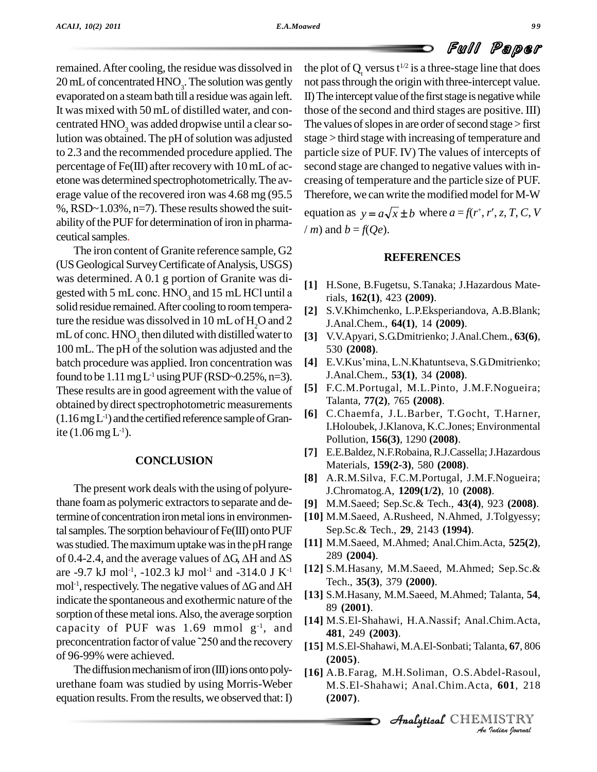remained. After cooling, the residue was dissolved in 20 mL of concentrated $HNO_3$. The solution was gently evaporated on a steam bath till a residue was again left. It was mixed with 50 mL of distilled water, and concentrated $HNO_3$ was added dropwise until a clear solution was obtained. The pH of solution was adjusted to 2.3 and the recommended procedure applied. The percentage of Fe(III) after recovery with 10 mL of acetone was determined spectrophotometrically. The average value of the recovered iron was 4.68 mg (95.5 %, RSD~1.03%, n=7). These results showed the suitability of the PUF for determination of iron in pharmaceutical samples.

The iron content of Granite reference sample, G2 (US Geological Survey Certificate of Analysis, USGS) was determined. A 0.1 g portion of Granite was digested with 5 mL conc. $HNO_3$ and 15 mL HCl until a solid residue remained. After cooling to room temperature the residue was dissolved in 10 mL of $H_2O$ and 2 mL of conc. $HNO_3$ then diluted with distilled water to 100 mL. The pH of the solution was adjusted and the batch procedure was applied. Iron concentration was found to be 1.11 mg $L^{-1}$ using PUF (RSD~0.25%, n=3). These results are in good agreement with the value of obtained by direct spectrophotometric measurements (1.16 mg $L^{-1}$) and the certified reference sample of Granite (1.06 mg $L^{-1}$).

## CONCLUSION

The present work deals with the using of polyurethane foam as polymeric extractors to separate and determine of concentration iron metal ions in environmental samples. The sorption behaviour of Fe(III) onto PUF was studied. The maximum uptake was in the pH range of 0.4-2.4, and the average values of $\Delta G$, $\Delta H$ and $\Delta S$ are -9.7 kJ $mol^{-1}$, -102.3 kJ $mol^{-1}$ and -314.0 J $K^{-1}$ $mol^{-1}$, respectively. The negative values of $\Delta G$ and $\Delta H$ indicate the spontaneous and exothermic nature of the sorption of these metal ions. Also, the average sorption capacity of PUF was 1.69 mmol $g^{-1}$, and preconcentration factor of value ˜250 and the recovery of 96-99% were achieved.

The diffusion mechanism of iron (III) ions onto polyurethane foam was studied by using Morris-Weber equation results. From the results, we observed that: I) the plot of $Q_t$ versus $t^{1/2}$ is a three-stage line that does not pass through the origin with three-intercept value. II) The intercept value of the first stage is negative while those of the second and third stages are positive. III) The values of slopes in are order of second stage > first stage > third stage with increasing of temperature and particle size of PUF. IV) The values of intercepts of second stage are changed to negative values with increasing of temperature and the particle size of PUF. Therefore, we can write the modified model for M-W equation as $y = a\sqrt{x} \pm b$ where $a = f(r^+, r', z, T, C, V / m)$ and $b = f(Qe)$.

## REFERENCES

[1] H.Sone, B.Fugetsu, S.Tanaka; J.Hazardous Materials, **162(1)**, 423 **(2009)**.

[2] S.V.Khimchenko, L.P.Eksperiandova, A.B.Blank; J.Anal.Chem., **64(1)**, 14 **(2009)**.

[3] V.V.Apyari, S.G.Dmitrienko; J.Anal.Chem., **63(6)**, 530 **(2008)**.

[4] E.V.Kus'mina, L.N.Khatuntseva, S.G.Dmitrienko; J.Anal.Chem., **53(1)**, 34 **(2008)**.

[5] F.C.M.Portugal, M.L.Pinto, J.M.F.Nogueira; Talanta, **77(2)**, 765 **(2008)**.

[6] C.Chaemfa, J.L.Barber, T.Gocht, T.Harner, I.Holoubek, J.Klanova, K.C.Jones; Environmental Pollution, **156(3)**, 1290 **(2008)**.

[7] E.E.Baldez, N.F.Robaina, R.J.Cassella; J.Hazardous Materials, **159(2-3)**, 580 **(2008)**.

[8] A.R.M.Silva, F.C.M.Portugal, J.M.F.Nogueira; J.Chromatog.A, **1209(1/2)**, 10 **(2008)**.

[9] M.M.Saeed; Sep.Sc.& Tech., **43(4)**, 923 **(2008)**.

[10] M.M.Saeed, A.Rusheed, N.Ahmed, J.Tolgyessy; Sep.Sc.& Tech., **29**, 2143 **(1994)**.

[11] M.M.Saeed, M.Ahmed; Anal.Chim.Acta, **525(2)**, 289 **(2004)**.

[12] S.M.Hasany, M.M.Saeed, M.Ahmed; Sep.Sc.& Tech., **35(3)**, 379 **(2000)**.

[13] S.M.Hasany, M.M.Saeed, M.Ahmed; Talanta, **54**, 89 **(2001)**.

[14] M.S.El-Shahawi, H.A.Nassif; Anal.Chim.Acta, **481**, 249 **(2003)**.

[15] M.S.El-Shahawi, M.A.El-Sonbati; Talanta, **67**, 806 **(2005)**.

[16] A.B.Farag, M.H.Soliman, O.S.Abdel-Rasoul, M.S.El-Shahawi; Anal.Chim.Acta, **601**, 218 **(2007)**.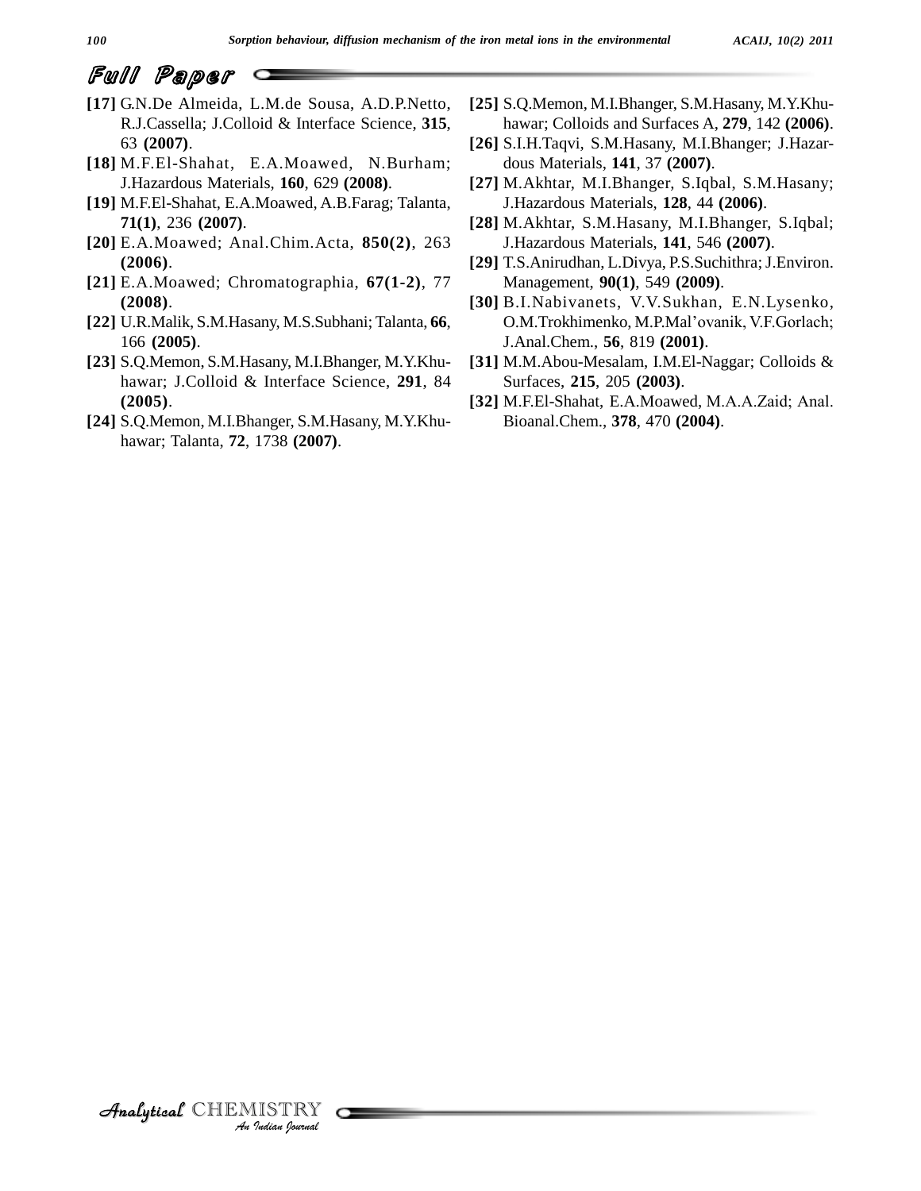- **[17]** G.N.De Almeida, L.M.de Sousa, A.D.P.Netto, R.J.Cassella; J.Colloid & Interface Science, **315**, 63 **(2007)**.
- **[18]** M.F.El-Shahat, E.A.Moawed, N.Burham; J.Hazardous Materials, **160**, 629 **(2008)**.
- **[19]** M.F.El-Shahat, E.A.Moawed, A.B.Farag; Talanta, **71(1)**, 236 **(2007)**.
- **[20]** E.A.Moawed; Anal.Chim.Acta, **850(2)**, 263 **(2006)**.
- **[21]** E.A.Moawed; Chromatographia, **67(1-2)**, 77 **(2008)**.
- **[22]** U.R.Malik, S.M.Hasany, M.S.Subhani; Talanta, **66**, 166 **(2005)**.
- **[23]** S.Q.Memon, S.M.Hasany, M.I.Bhanger, M.Y.Khuhawar; J.Colloid & Interface Science, **291**, 84 **(2005)**.
- **[24]** S.Q.Memon, M.I.Bhanger, S.M.Hasany, M.Y.Khuhawar; Talanta, **72**, 1738 **(2007)**.
- **[25]** S.Q.Memon, M.I.Bhanger, S.M.Hasany, M.Y.Khuhawar; Colloids and Surfaces A, **279**, 142 **(2006)**.
- **[26]** S.I.H.Taqvi, S.M.Hasany, M.I.Bhanger; J.Hazardous Materials, **141**, 37 **(2007)**.
- **[27]** M.Akhtar, M.I.Bhanger, S.Iqbal, S.M.Hasany; J.Hazardous Materials, **128**, 44 **(2006)**.
- **[28]** M.Akhtar, S.M.Hasany, M.I.Bhanger, S.Iqbal; J.Hazardous Materials, **141**, 546 **(2007)**.
- **[29]** T.S.Anirudhan, L.Divya, P.S.Suchithra; J.Environ. Management, **90(1)**, 549 **(2009)**.
- **[30]** B.I.Nabivanets, V.V.Sukhan, E.N.Lysenko, O.M.Trokhimenko, M.P.Mal'ovanik, V.F.Gorlach; J.Anal.Chem., **56**, 819 **(2001)**.
- **[31]** M.M.Abou-Mesalam, I.M.El-Naggar; Colloids & Surfaces, **215**, 205 **(2003)**.
- **[32]** M.F.El-Shahat, E.A.Moawed, M.A.A.Zaid; Anal. Bioanal.Chem., **378**, 470 **(2004)**.